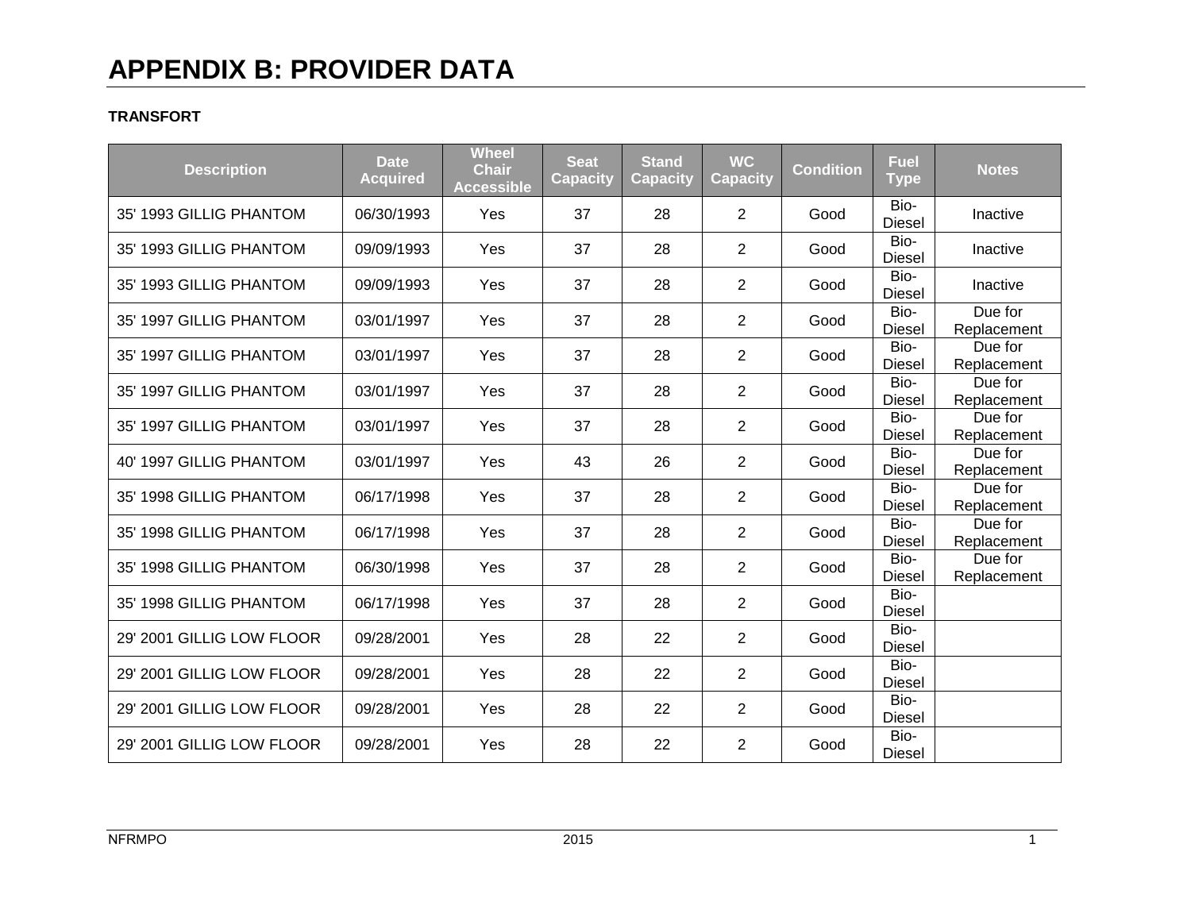# APPENDIX B: PROVIDER DATA

**TRANSFORT**

| Description | Date Acquired | Wheel Chair Accessible | Seat Capacity | Stand Capacity | WC Capacity | Condition | Fuel Type | Notes |
|---|---|---|---|---|---|---|---|---|
| 35' 1993 GILLIG PHANTOM | 06/30/1993 | Yes | 37 | 28 | 2 | Good | Bio-Diesel | Inactive |
| 35' 1993 GILLIG PHANTOM | 09/09/1993 | Yes | 37 | 28 | 2 | Good | Bio-Diesel | Inactive |
| 35' 1993 GILLIG PHANTOM | 09/09/1993 | Yes | 37 | 28 | 2 | Good | Bio-Diesel | Inactive |
| 35' 1997 GILLIG PHANTOM | 03/01/1997 | Yes | 37 | 28 | 2 | Good | Bio-Diesel | Due for Replacement |
| 35' 1997 GILLIG PHANTOM | 03/01/1997 | Yes | 37 | 28 | 2 | Good | Bio-Diesel | Due for Replacement |
| 35' 1997 GILLIG PHANTOM | 03/01/1997 | Yes | 37 | 28 | 2 | Good | Bio-Diesel | Due for Replacement |
| 35' 1997 GILLIG PHANTOM | 03/01/1997 | Yes | 37 | 28 | 2 | Good | Bio-Diesel | Due for Replacement |
| 40' 1997 GILLIG PHANTOM | 03/01/1997 | Yes | 43 | 26 | 2 | Good | Bio-Diesel | Due for Replacement |
| 35' 1998 GILLIG PHANTOM | 06/17/1998 | Yes | 37 | 28 | 2 | Good | Bio-Diesel | Due for Replacement |
| 35' 1998 GILLIG PHANTOM | 06/17/1998 | Yes | 37 | 28 | 2 | Good | Bio-Diesel | Due for Replacement |
| 35' 1998 GILLIG PHANTOM | 06/30/1998 | Yes | 37 | 28 | 2 | Good | Bio-Diesel | Due for Replacement |
| 35' 1998 GILLIG PHANTOM | 06/17/1998 | Yes | 37 | 28 | 2 | Good | Bio-Diesel | |
| 29' 2001 GILLIG LOW FLOOR | 09/28/2001 | Yes | 28 | 22 | 2 | Good | Bio-Diesel | |
| 29' 2001 GILLIG LOW FLOOR | 09/28/2001 | Yes | 28 | 22 | 2 | Good | Bio-Diesel | |
| 29' 2001 GILLIG LOW FLOOR | 09/28/2001 | Yes | 28 | 22 | 2 | Good | Bio-Diesel | |
| 29' 2001 GILLIG LOW FLOOR | 09/28/2001 | Yes | 28 | 22 | 2 | Good | Bio-Diesel | |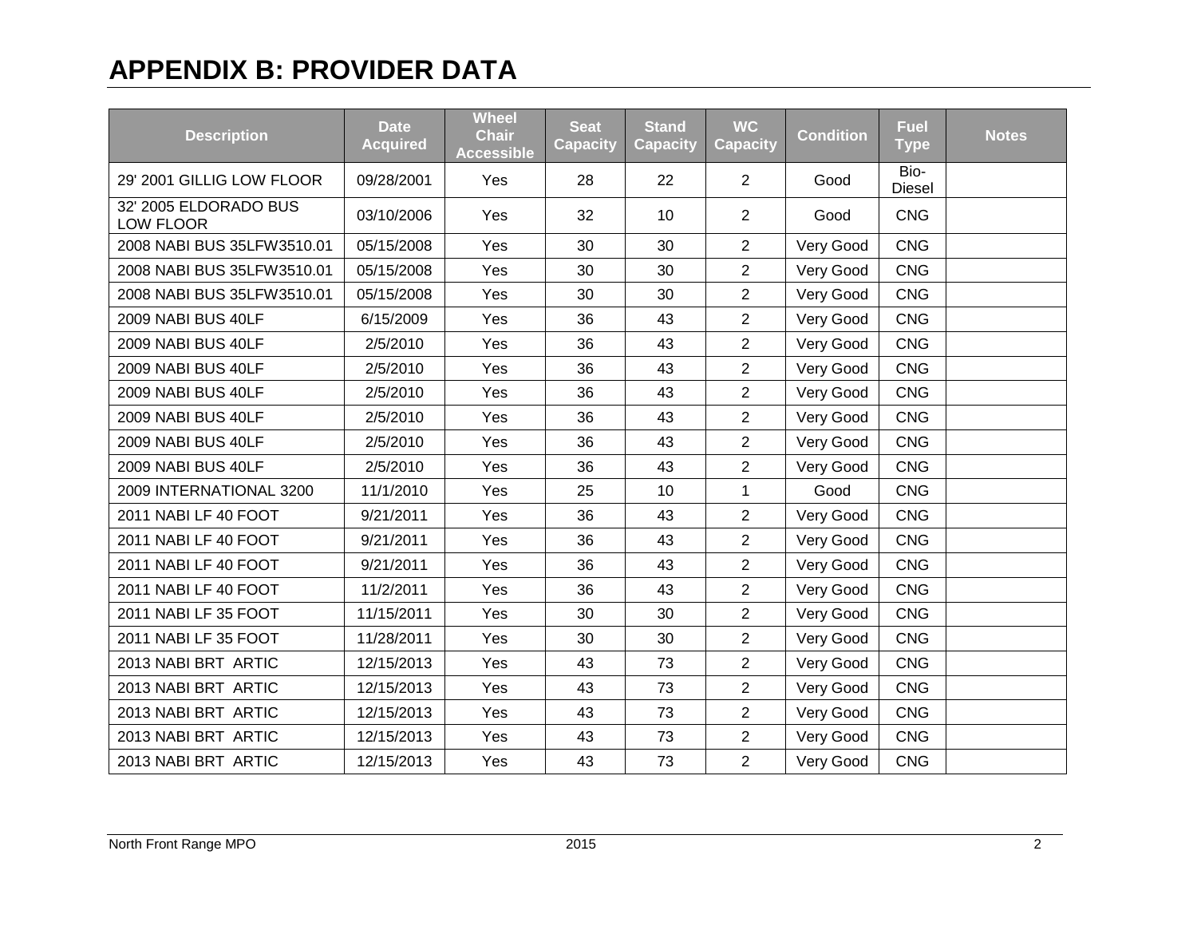# APPENDIX B: PROVIDER DATA

| Description | Date Acquired | Wheel Chair Accessible | Seat Capacity | Stand Capacity | WC Capacity | Condition | Fuel Type | Notes |
|---|---|---|---|---|---|---|---|---|
| 29' 2001 GILLIG LOW FLOOR | 09/28/2001 | Yes | 28 | 22 | 2 | Good | Bio-Diesel | |
| 32' 2005 ELDORADO BUS LOW FLOOR | 03/10/2006 | Yes | 32 | 10 | 2 | Good | CNG | |
| 2008 NABI BUS 35LFW3510.01 | 05/15/2008 | Yes | 30 | 30 | 2 | Very Good | CNG | |
| 2008 NABI BUS 35LFW3510.01 | 05/15/2008 | Yes | 30 | 30 | 2 | Very Good | CNG | |
| 2008 NABI BUS 35LFW3510.01 | 05/15/2008 | Yes | 30 | 30 | 2 | Very Good | CNG | |
| 2009 NABI BUS 40LF | 6/15/2009 | Yes | 36 | 43 | 2 | Very Good | CNG | |
| 2009 NABI BUS 40LF | 2/5/2010 | Yes | 36 | 43 | 2 | Very Good | CNG | |
| 2009 NABI BUS 40LF | 2/5/2010 | Yes | 36 | 43 | 2 | Very Good | CNG | |
| 2009 NABI BUS 40LF | 2/5/2010 | Yes | 36 | 43 | 2 | Very Good | CNG | |
| 2009 NABI BUS 40LF | 2/5/2010 | Yes | 36 | 43 | 2 | Very Good | CNG | |
| 2009 NABI BUS 40LF | 2/5/2010 | Yes | 36 | 43 | 2 | Very Good | CNG | |
| 2009 NABI BUS 40LF | 2/5/2010 | Yes | 36 | 43 | 2 | Very Good | CNG | |
| 2009 INTERNATIONAL 3200 | 11/1/2010 | Yes | 25 | 10 | 1 | Good | CNG | |
| 2011 NABI LF 40 FOOT | 9/21/2011 | Yes | 36 | 43 | 2 | Very Good | CNG | |
| 2011 NABI LF 40 FOOT | 9/21/2011 | Yes | 36 | 43 | 2 | Very Good | CNG | |
| 2011 NABI LF 40 FOOT | 9/21/2011 | Yes | 36 | 43 | 2 | Very Good | CNG | |
| 2011 NABI LF 40 FOOT | 11/2/2011 | Yes | 36 | 43 | 2 | Very Good | CNG | |
| 2011 NABI LF 35 FOOT | 11/15/2011 | Yes | 30 | 30 | 2 | Very Good | CNG | |
| 2011 NABI LF 35 FOOT | 11/28/2011 | Yes | 30 | 30 | 2 | Very Good | CNG | |
| 2013 NABI BRT ARTIC | 12/15/2013 | Yes | 43 | 73 | 2 | Very Good | CNG | |
| 2013 NABI BRT ARTIC | 12/15/2013 | Yes | 43 | 73 | 2 | Very Good | CNG | |
| 2013 NABI BRT ARTIC | 12/15/2013 | Yes | 43 | 73 | 2 | Very Good | CNG | |
| 2013 NABI BRT ARTIC | 12/15/2013 | Yes | 43 | 73 | 2 | Very Good | CNG | |
| 2013 NABI BRT ARTIC | 12/15/2013 | Yes | 43 | 73 | 2 | Very Good | CNG | |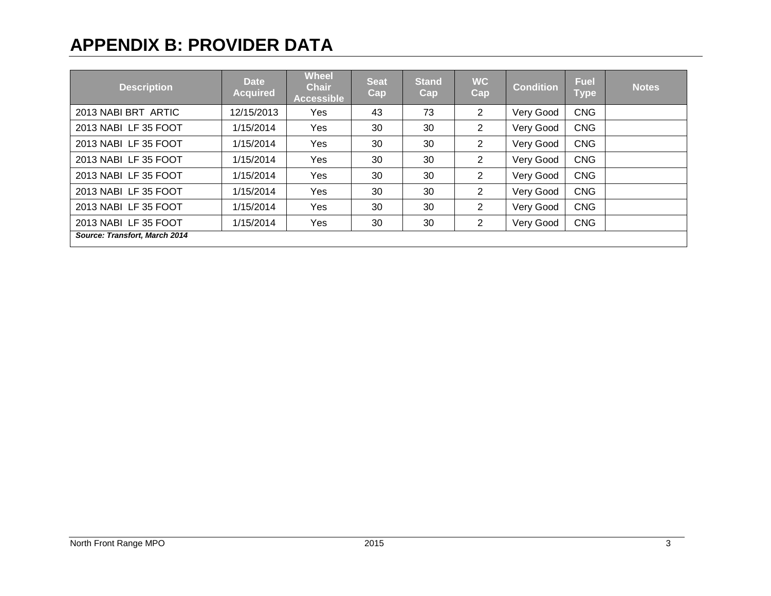# APPENDIX B: PROVIDER DATA

| Description | Date Acquired | Wheel Chair Accessible | Seat Cap | Stand Cap | WC Cap | Condition | Fuel Type | Notes |
|---|---|---|---|---|---|---|---|---|
| 2013 NABI BRT ARTIC | 12/15/2013 | Yes | 43 | 73 | 2 | Very Good | CNG | |
| 2013 NABI LF 35 FOOT | 1/15/2014 | Yes | 30 | 30 | 2 | Very Good | CNG | |
| 2013 NABI LF 35 FOOT | 1/15/2014 | Yes | 30 | 30 | 2 | Very Good | CNG | |
| 2013 NABI LF 35 FOOT | 1/15/2014 | Yes | 30 | 30 | 2 | Very Good | CNG | |
| 2013 NABI LF 35 FOOT | 1/15/2014 | Yes | 30 | 30 | 2 | Very Good | CNG | |
| 2013 NABI LF 35 FOOT | 1/15/2014 | Yes | 30 | 30 | 2 | Very Good | CNG | |
| 2013 NABI LF 35 FOOT | 1/15/2014 | Yes | 30 | 30 | 2 | Very Good | CNG | |
| 2013 NABI LF 35 FOOT | 1/15/2014 | Yes | 30 | 30 | 2 | Very Good | CNG | |

***Source: Transfort, March 2014***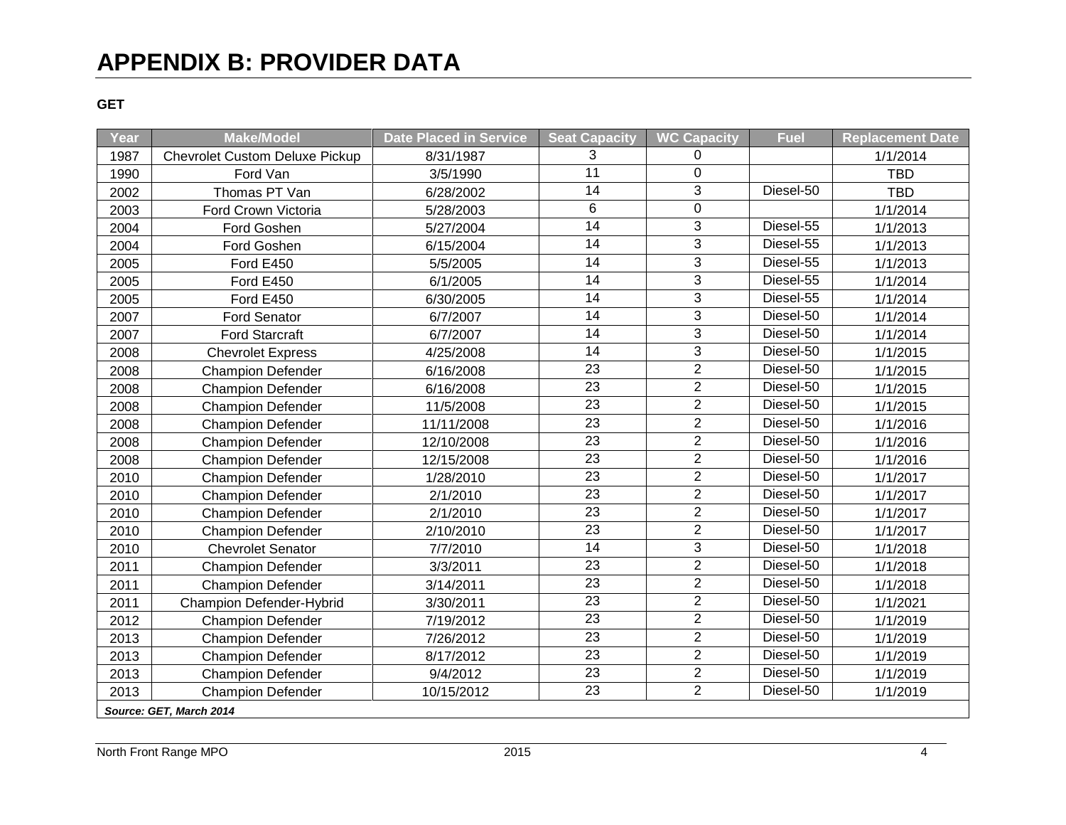# APPENDIX B: PROVIDER DATA

**GET**

| Year | Make/Model | Date Placed in Service | Seat Capacity | WC Capacity | Fuel | Replacement Date |
|---|---|---|---|---|---|---|
| 1987 | Chevrolet Custom Deluxe Pickup | 8/31/1987 | 3 | 0 | | 1/1/2014 |
| 1990 | Ford Van | 3/5/1990 | 11 | 0 | | TBD |
| 2002 | Thomas PT Van | 6/28/2002 | 14 | 3 | Diesel-50 | TBD |
| 2003 | Ford Crown Victoria | 5/28/2003 | 6 | 0 | | 1/1/2014 |
| 2004 | Ford Goshen | 5/27/2004 | 14 | 3 | Diesel-55 | 1/1/2013 |
| 2004 | Ford Goshen | 6/15/2004 | 14 | 3 | Diesel-55 | 1/1/2013 |
| 2005 | Ford E450 | 5/5/2005 | 14 | 3 | Diesel-55 | 1/1/2013 |
| 2005 | Ford E450 | 6/1/2005 | 14 | 3 | Diesel-55 | 1/1/2014 |
| 2005 | Ford E450 | 6/30/2005 | 14 | 3 | Diesel-55 | 1/1/2014 |
| 2007 | Ford Senator | 6/7/2007 | 14 | 3 | Diesel-50 | 1/1/2014 |
| 2007 | Ford Starcraft | 6/7/2007 | 14 | 3 | Diesel-50 | 1/1/2014 |
| 2008 | Chevrolet Express | 4/25/2008 | 14 | 3 | Diesel-50 | 1/1/2015 |
| 2008 | Champion Defender | 6/16/2008 | 23 | 2 | Diesel-50 | 1/1/2015 |
| 2008 | Champion Defender | 6/16/2008 | 23 | 2 | Diesel-50 | 1/1/2015 |
| 2008 | Champion Defender | 11/5/2008 | 23 | 2 | Diesel-50 | 1/1/2015 |
| 2008 | Champion Defender | 11/11/2008 | 23 | 2 | Diesel-50 | 1/1/2016 |
| 2008 | Champion Defender | 12/10/2008 | 23 | 2 | Diesel-50 | 1/1/2016 |
| 2008 | Champion Defender | 12/15/2008 | 23 | 2 | Diesel-50 | 1/1/2016 |
| 2010 | Champion Defender | 1/28/2010 | 23 | 2 | Diesel-50 | 1/1/2017 |
| 2010 | Champion Defender | 2/1/2010 | 23 | 2 | Diesel-50 | 1/1/2017 |
| 2010 | Champion Defender | 2/1/2010 | 23 | 2 | Diesel-50 | 1/1/2017 |
| 2010 | Champion Defender | 2/10/2010 | 23 | 2 | Diesel-50 | 1/1/2017 |
| 2010 | Chevrolet Senator | 7/7/2010 | 14 | 3 | Diesel-50 | 1/1/2018 |
| 2011 | Champion Defender | 3/3/2011 | 23 | 2 | Diesel-50 | 1/1/2018 |
| 2011 | Champion Defender | 3/14/2011 | 23 | 2 | Diesel-50 | 1/1/2018 |
| 2011 | Champion Defender-Hybrid | 3/30/2011 | 23 | 2 | Diesel-50 | 1/1/2021 |
| 2012 | Champion Defender | 7/19/2012 | 23 | 2 | Diesel-50 | 1/1/2019 |
| 2013 | Champion Defender | 7/26/2012 | 23 | 2 | Diesel-50 | 1/1/2019 |
| 2013 | Champion Defender | 8/17/2012 | 23 | 2 | Diesel-50 | 1/1/2019 |
| 2013 | Champion Defender | 9/4/2012 | 23 | 2 | Diesel-50 | 1/1/2019 |
| 2013 | Champion Defender | 10/15/2012 | 23 | 2 | Diesel-50 | 1/1/2019 |

***Source: GET, March 2014***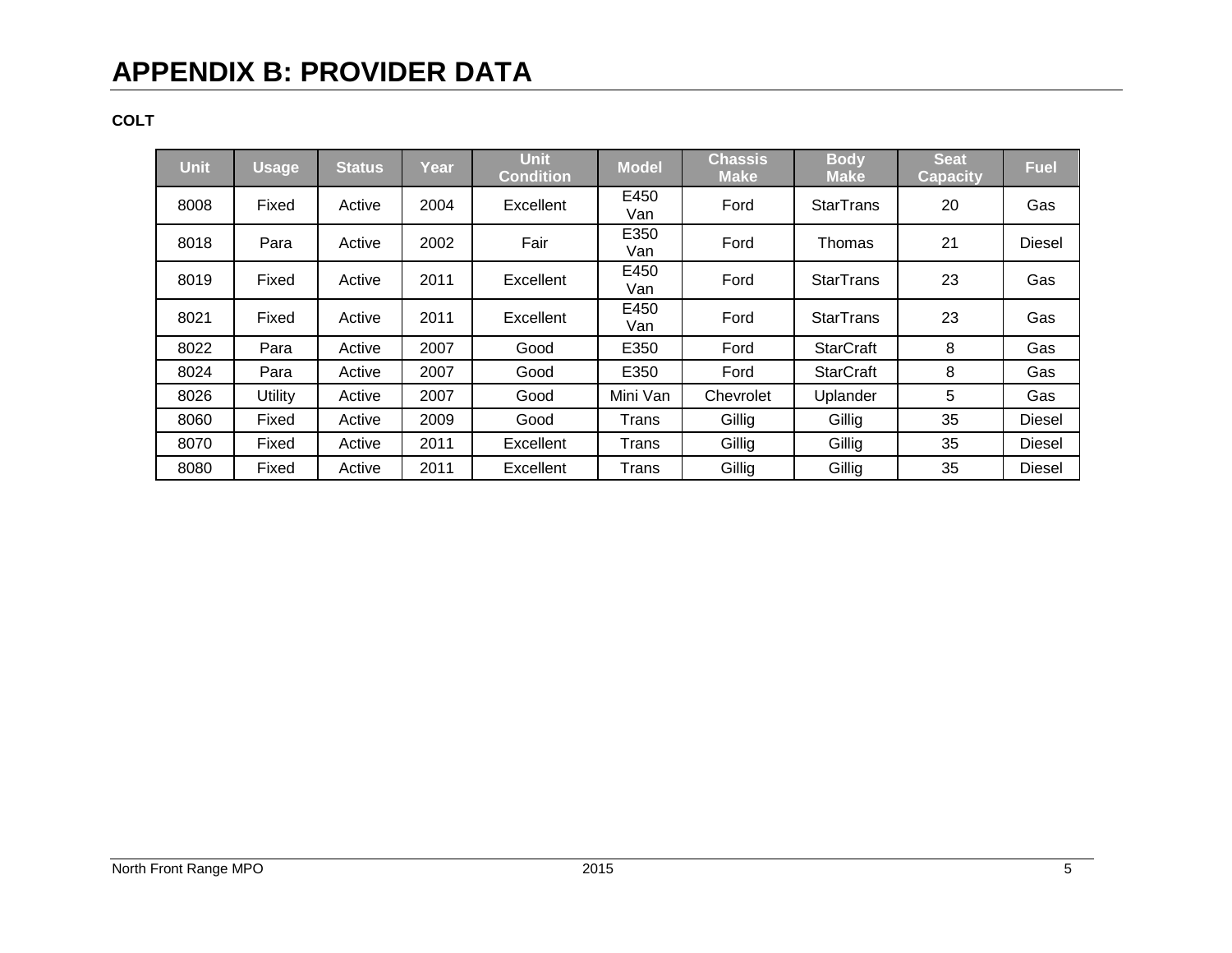# APPENDIX B: PROVIDER DATA

**COLT**

| Unit | Usage | Status | Year | Unit Condition | Model | Chassis Make | Body Make | Seat Capacity | Fuel |
|---|---|---|---|---|---|---|---|---|---|
| 8008 | Fixed | Active | 2004 | Excellent | E450 Van | Ford | StarTrans | 20 | Gas |
| 8018 | Para | Active | 2002 | Fair | E350 Van | Ford | Thomas | 21 | Diesel |
| 8019 | Fixed | Active | 2011 | Excellent | E450 Van | Ford | StarTrans | 23 | Gas |
| 8021 | Fixed | Active | 2011 | Excellent | E450 Van | Ford | StarTrans | 23 | Gas |
| 8022 | Para | Active | 2007 | Good | E350 | Ford | StarCraft | 8 | Gas |
| 8024 | Para | Active | 2007 | Good | E350 | Ford | StarCraft | 8 | Gas |
| 8026 | Utility | Active | 2007 | Good | Mini Van | Chevrolet | Uplander | 5 | Gas |
| 8060 | Fixed | Active | 2009 | Good | Trans | Gillig | Gillig | 35 | Diesel |
| 8070 | Fixed | Active | 2011 | Excellent | Trans | Gillig | Gillig | 35 | Diesel |
| 8080 | Fixed | Active | 2011 | Excellent | Trans | Gillig | Gillig | 35 | Diesel |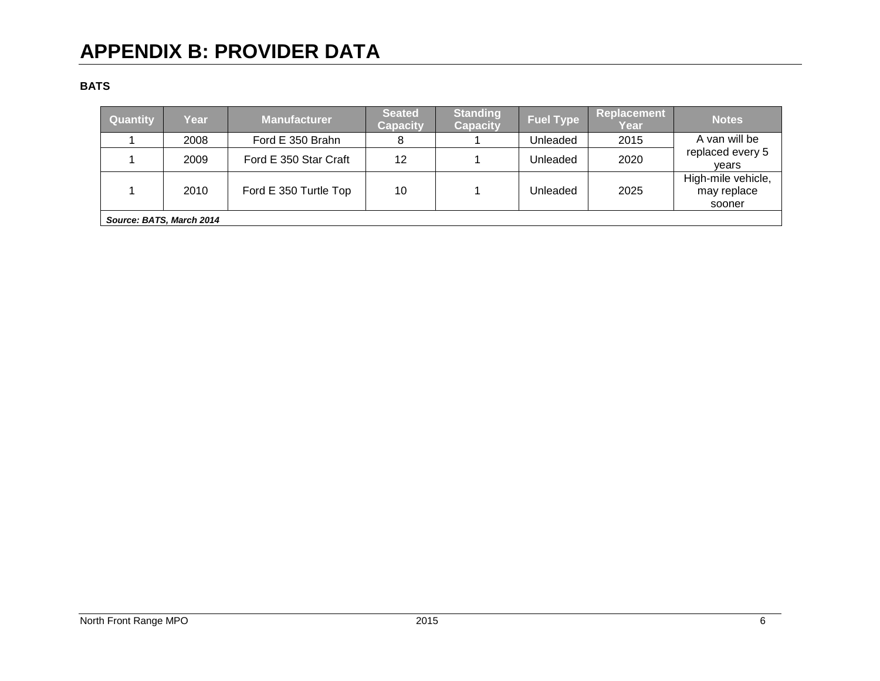# APPENDIX B: PROVIDER DATA

**BATS**

| Quantity | Year | Manufacturer | Seated Capacity | Standing Capacity | Fuel Type | Replacement Year | Notes |
|---|---|---|---|---|---|---|---|
| 1 | 2008 | Ford E 350 Brahn | 8 | 1 | Unleaded | 2015 | A van will be replaced every 5 years |
| 1 | 2009 | Ford E 350 Star Craft | 12 | 1 | Unleaded | 2020 | |
| 1 | 2010 | Ford E 350 Turtle Top | 10 | 1 | Unleaded | 2025 | High-mile vehicle, may replace sooner |

***Source: BATS, March 2014***